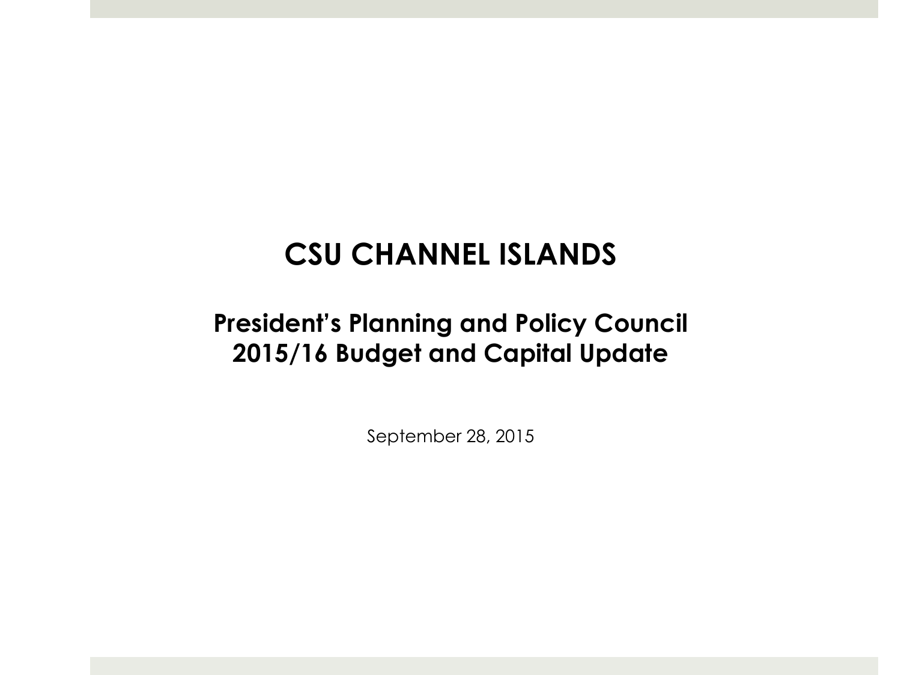# CSU CHANNEL ISLANDS

## President's Planning and Policy Council
## 2015/16 Budget and Capital Update

September 28, 2015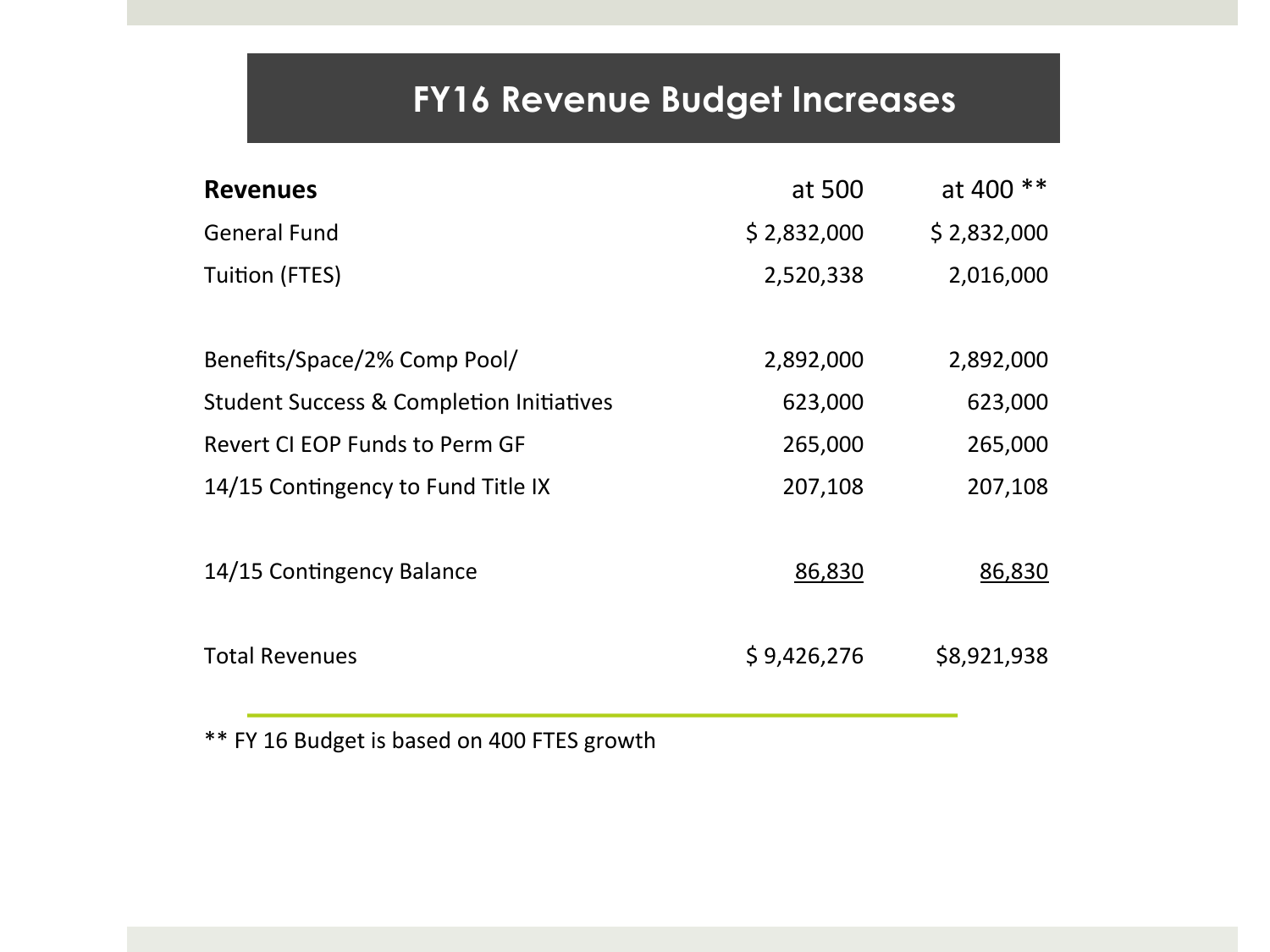# FY16 Revenue Budget Increases

| **Revenues** | at 500 | at 400 ** |
|---|---|---|
| General Fund | $ 2,832,000 | $ 2,832,000 |
| Tuition (FTES) | 2,520,338 | 2,016,000 |
| | | |
| Benefits/Space/2% Comp Pool/ | 2,892,000 | 2,892,000 |
| Student Success & Completion Initiatives | 623,000 | 623,000 |
| Revert CI EOP Funds to Perm GF | 265,000 | 265,000 |
| 14/15 Contingency to Fund Title IX | 207,108 | 207,108 |
| | | |
| 14/15 Contingency Balance | 86,830 | 86,830 |
| | | |
| Total Revenues | $ 9,426,276 | $8,921,938 |

** FY 16 Budget is based on 400 FTES growth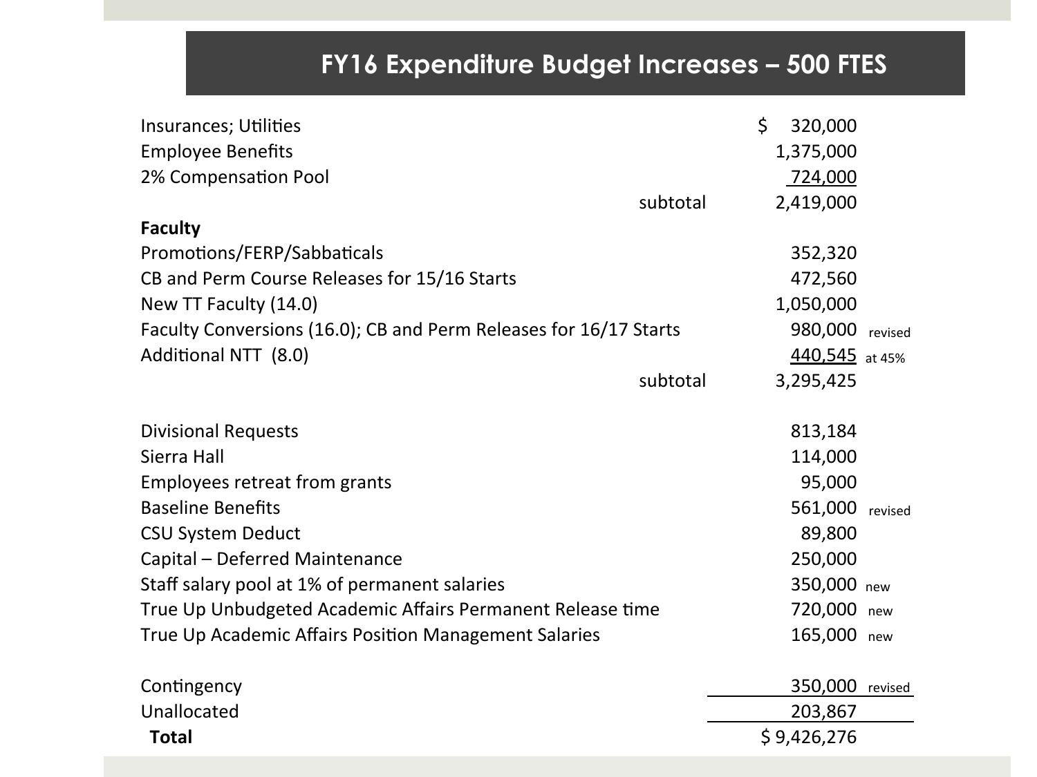# FY16 Expenditure Budget Increases – 500 FTES

| Item | | Amount | Note |
|---|---|---|---|
| Insurances; Utilities | | $ 320,000 | |
| Employee Benefits | | 1,375,000 | |
| 2% Compensation Pool | | 724,000 | |
| | subtotal | 2,419,000 | |
| **Faculty** | | | |
| Promotions/FERP/Sabbaticals | | 352,320 | |
| CB and Perm Course Releases for 15/16 Starts | | 472,560 | |
| New TT Faculty (14.0) | | 1,050,000 | |
| Faculty Conversions (16.0); CB and Perm Releases for 16/17 Starts | | 980,000 | revised |
| Additional NTT (8.0) | | 440,545 | at 45% |
| | subtotal | 3,295,425 | |
| Divisional Requests | | 813,184 | |
| Sierra Hall | | 114,000 | |
| Employees retreat from grants | | 95,000 | |
| Baseline Benefits | | 561,000 | revised |
| CSU System Deduct | | 89,800 | |
| Capital – Deferred Maintenance | | 250,000 | |
| Staff salary pool at 1% of permanent salaries | | 350,000 | new |
| True Up Unbudgeted Academic Affairs Permanent Release time | | 720,000 | new |
| True Up Academic Affairs Position Management Salaries | | 165,000 | new |
| Contingency | | 350,000 | revised |
| Unallocated | | 203,867 | |
| **Total** | | $ 9,426,276 | |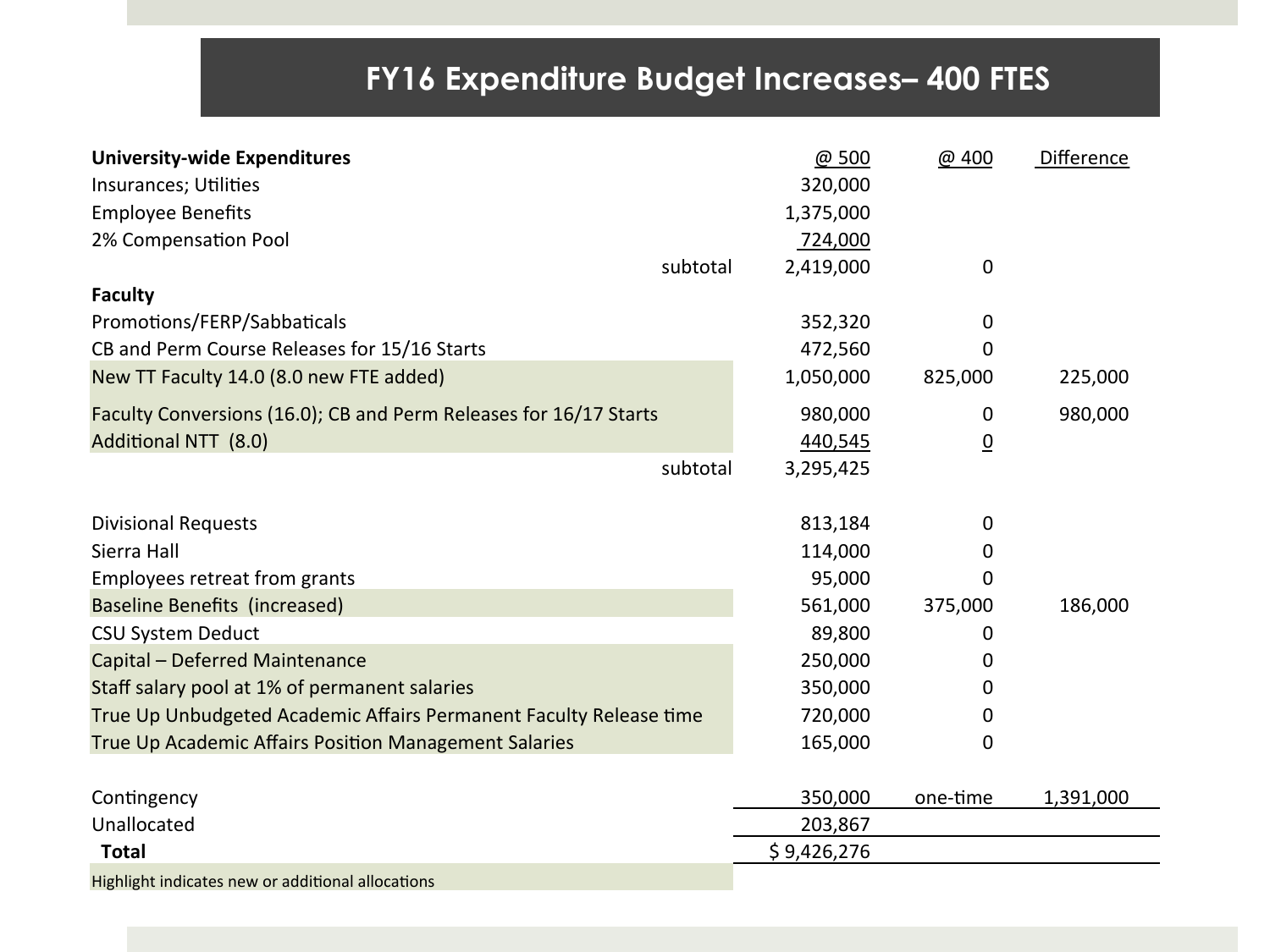# FY16 Expenditure Budget Increases– 400 FTES

| **University-wide Expenditures** | | @ 500 | @ 400 | Difference |
|---|---|---|---|---|
| Insurances; Utilities | | 320,000 | | |
| Employee Benefits | | 1,375,000 | | |
| 2% Compensation Pool | | 724,000 | | |
| | subtotal | 2,419,000 | 0 | |
| **Faculty** | | | | |
| Promotions/FERP/Sabbaticals | | 352,320 | 0 | |
| CB and Perm Course Releases for 15/16 Starts | | 472,560 | 0 | |
| New TT Faculty 14.0 (8.0 new FTE added) | | 1,050,000 | 825,000 | 225,000 |
| Faculty Conversions (16.0); CB and Perm Releases for 16/17 Starts | | 980,000 | 0 | 980,000 |
| Additional NTT (8.0) | | 440,545 | 0 | |
| | subtotal | 3,295,425 | | |
| Divisional Requests | | 813,184 | 0 | |
| Sierra Hall | | 114,000 | 0 | |
| Employees retreat from grants | | 95,000 | 0 | |
| Baseline Benefits (increased) | | 561,000 | 375,000 | 186,000 |
| CSU System Deduct | | 89,800 | 0 | |
| Capital – Deferred Maintenance | | 250,000 | 0 | |
| Staff salary pool at 1% of permanent salaries | | 350,000 | 0 | |
| True Up Unbudgeted Academic Affairs Permanent Faculty Release time | | 720,000 | 0 | |
| True Up Academic Affairs Position Management Salaries | | 165,000 | 0 | |
| Contingency | | 350,000 | one-time | 1,391,000 |
| Unallocated | | 203,867 | | |
| **Total** | | $ 9,426,276 | | |

Highlight indicates new or additional allocations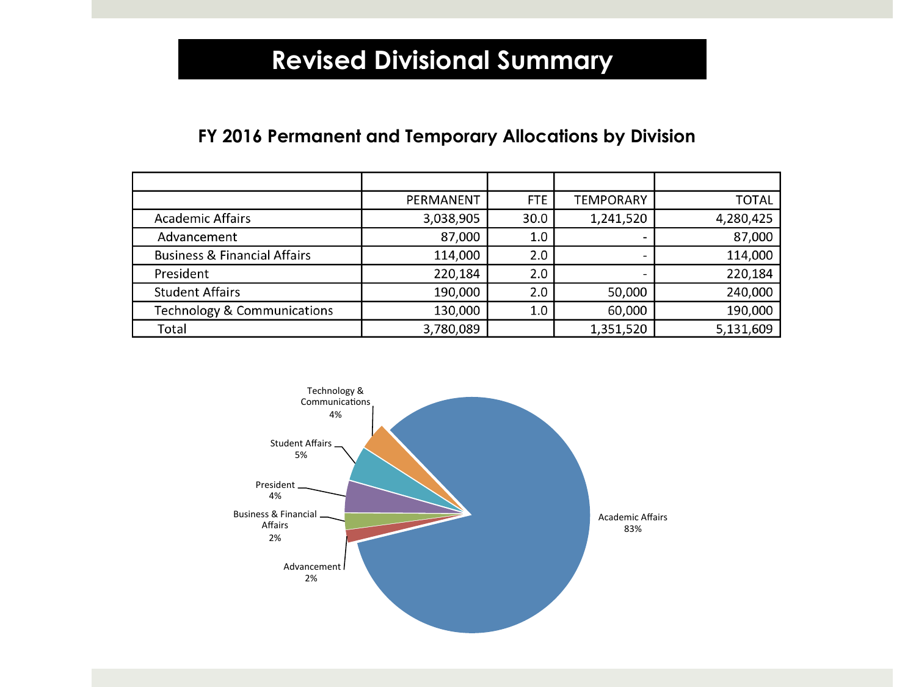# Revised Divisional Summary

## FY 2016 Permanent and Temporary Allocations by Division

| | PERMANENT | FTE | TEMPORARY | TOTAL |
|---|---|---|---|---|
| Academic Affairs | 3,038,905 | 30.0 | 1,241,520 | 4,280,425 |
| Advancement | 87,000 | 1.0 | - | 87,000 |
| Business & Financial Affairs | 114,000 | 2.0 | - | 114,000 |
| President | 220,184 | 2.0 | - | 220,184 |
| Student Affairs | 190,000 | 2.0 | 50,000 | 240,000 |
| Technology & Communications | 130,000 | 1.0 | 60,000 | 190,000 |
| Total | 3,780,089 | | 1,351,520 | 5,131,609 |

Technology & Communications 4%

Student Affairs 5%

President 4%

Business & Financial Affairs 2%

Advancement 2%

Academic Affairs 83%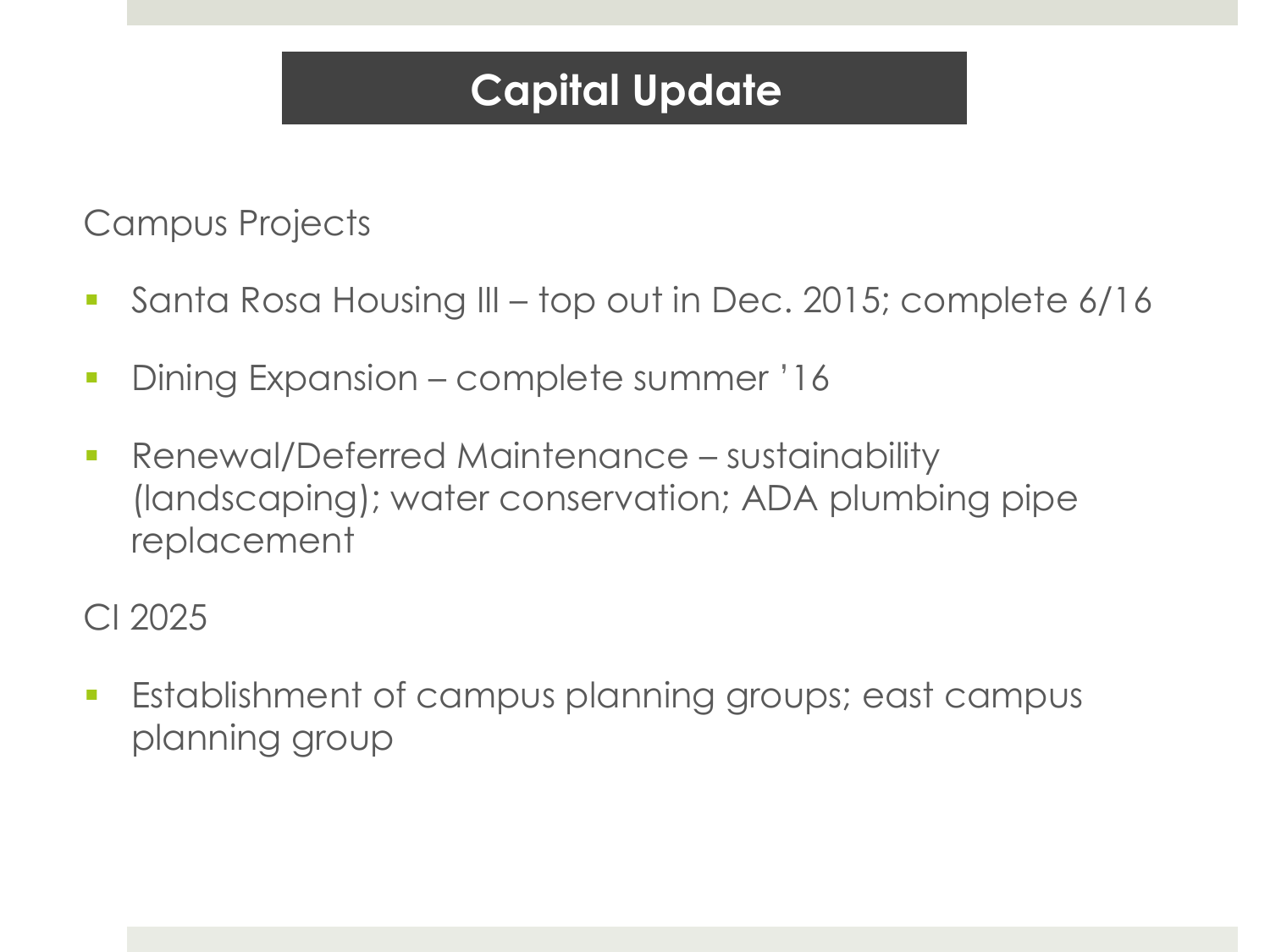# Capital Update

Campus Projects

- Santa Rosa Housing III – top out in Dec. 2015; complete 6/16
- Dining Expansion – complete summer '16
- Renewal/Deferred Maintenance – sustainability (landscaping); water conservation; ADA plumbing pipe replacement

CI 2025

- Establishment of campus planning groups; east campus planning group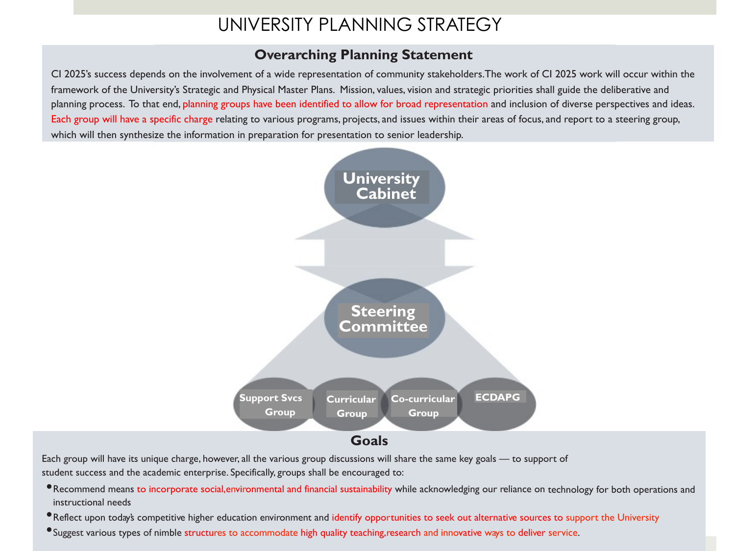# UNIVERSITY PLANNING STRATEGY

## Overarching Planning Statement

CI 2025's success depends on the involvement of a wide representation of community stakeholders. The work of CI 2025 work will occur within the framework of the University's Strategic and Physical Master Plans. Mission, values, vision and strategic priorities shall guide the deliberative and planning process. To that end, planning groups have been identified to allow for broad representation and inclusion of diverse perspectives and ideas. Each group will have a specific charge relating to various programs, projects, and issues within their areas of focus, and report to a steering group, which will then synthesize the information in preparation for presentation to senior leadership.

University Cabinet

Steering Committee

Support Svcs Group

Curricular Group

Co-curricular Group

ECDAPG

## Goals

Each group will have its unique charge, however, all the various group discussions will share the same key goals — to support of student success and the academic enterprise. Specifically, groups shall be encouraged to:

- Recommend means to incorporate social, environmental and financial sustainability while acknowledging our reliance on technology for both operations and instructional needs
- Reflect upon today's competitive higher education environment and identify opportunities to seek out alternative sources to support the University
- Suggest various types of nimble structures to accommodate high quality teaching, research and innovative ways to deliver service.